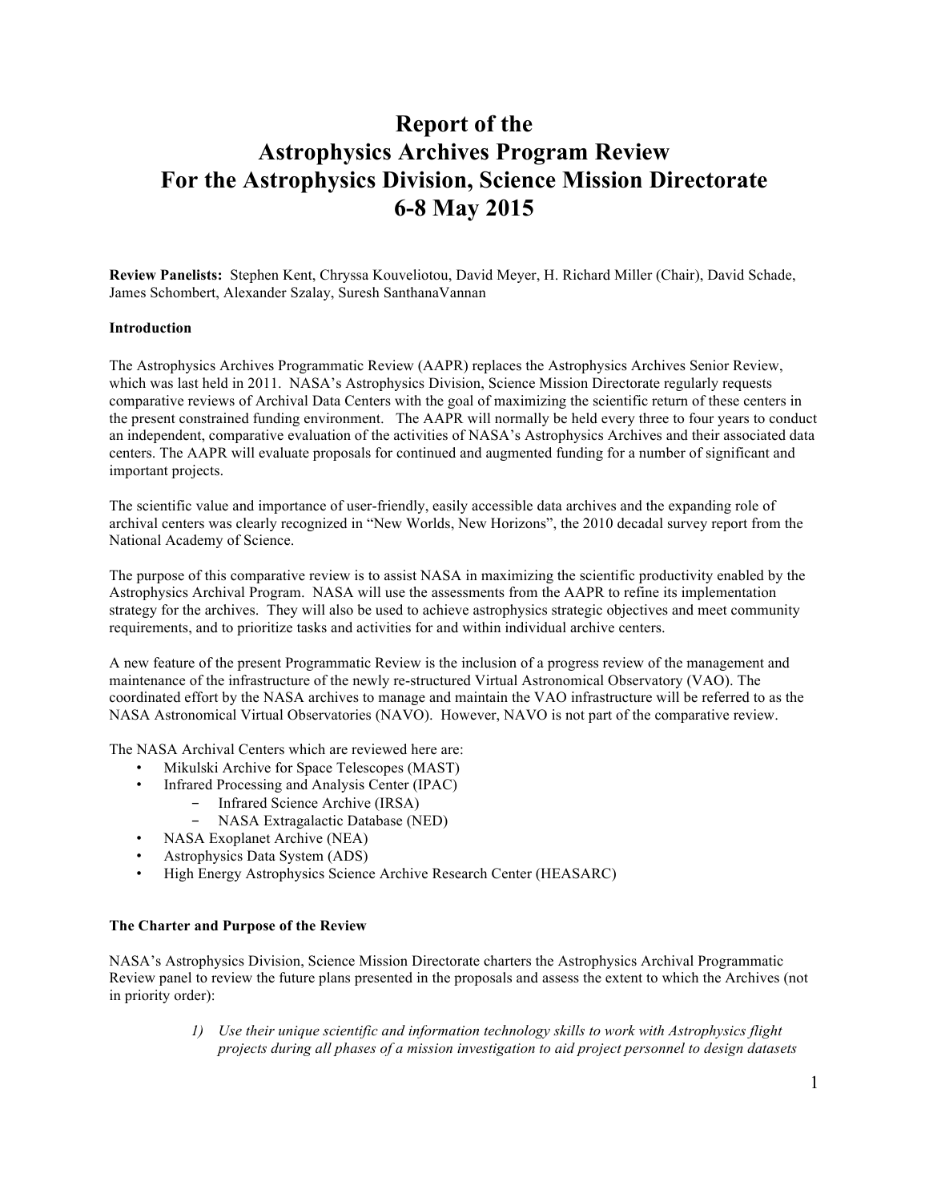# Report of the
# Astrophysics Archives Program Review
# For the Astrophysics Division, Science Mission Directorate
# 6-8 May 2015

**Review Panelists:** Stephen Kent, Chryssa Kouveliotou, David Meyer, H. Richard Miller (Chair), David Schade, James Schombert, Alexander Szalay, Suresh SanthanaVannan

**Introduction**

The Astrophysics Archives Programmatic Review (AAPR) replaces the Astrophysics Archives Senior Review, which was last held in 2011. NASA's Astrophysics Division, Science Mission Directorate regularly requests comparative reviews of Archival Data Centers with the goal of maximizing the scientific return of these centers in the present constrained funding environment. The AAPR will normally be held every three to four years to conduct an independent, comparative evaluation of the activities of NASA's Astrophysics Archives and their associated data centers. The AAPR will evaluate proposals for continued and augmented funding for a number of significant and important projects.

The scientific value and importance of user-friendly, easily accessible data archives and the expanding role of archival centers was clearly recognized in "New Worlds, New Horizons", the 2010 decadal survey report from the National Academy of Science.

The purpose of this comparative review is to assist NASA in maximizing the scientific productivity enabled by the Astrophysics Archival Program. NASA will use the assessments from the AAPR to refine its implementation strategy for the archives. They will also be used to achieve astrophysics strategic objectives and meet community requirements, and to prioritize tasks and activities for and within individual archive centers.

A new feature of the present Programmatic Review is the inclusion of a progress review of the management and maintenance of the infrastructure of the newly re-structured Virtual Astronomical Observatory (VAO). The coordinated effort by the NASA archives to manage and maintain the VAO infrastructure will be referred to as the NASA Astronomical Virtual Observatories (NAVO). However, NAVO is not part of the comparative review.

The NASA Archival Centers which are reviewed here are:

- Mikulski Archive for Space Telescopes (MAST)
- Infrared Processing and Analysis Center (IPAC)
  - Infrared Science Archive (IRSA)
  - NASA Extragalactic Database (NED)
- NASA Exoplanet Archive (NEA)
- Astrophysics Data System (ADS)
- High Energy Astrophysics Science Archive Research Center (HEASARC)

**The Charter and Purpose of the Review**

NASA's Astrophysics Division, Science Mission Directorate charters the Astrophysics Archival Programmatic Review panel to review the future plans presented in the proposals and assess the extent to which the Archives (not in priority order):

> *1) Use their unique scientific and information technology skills to work with Astrophysics flight projects during all phases of a mission investigation to aid project personnel to design datasets*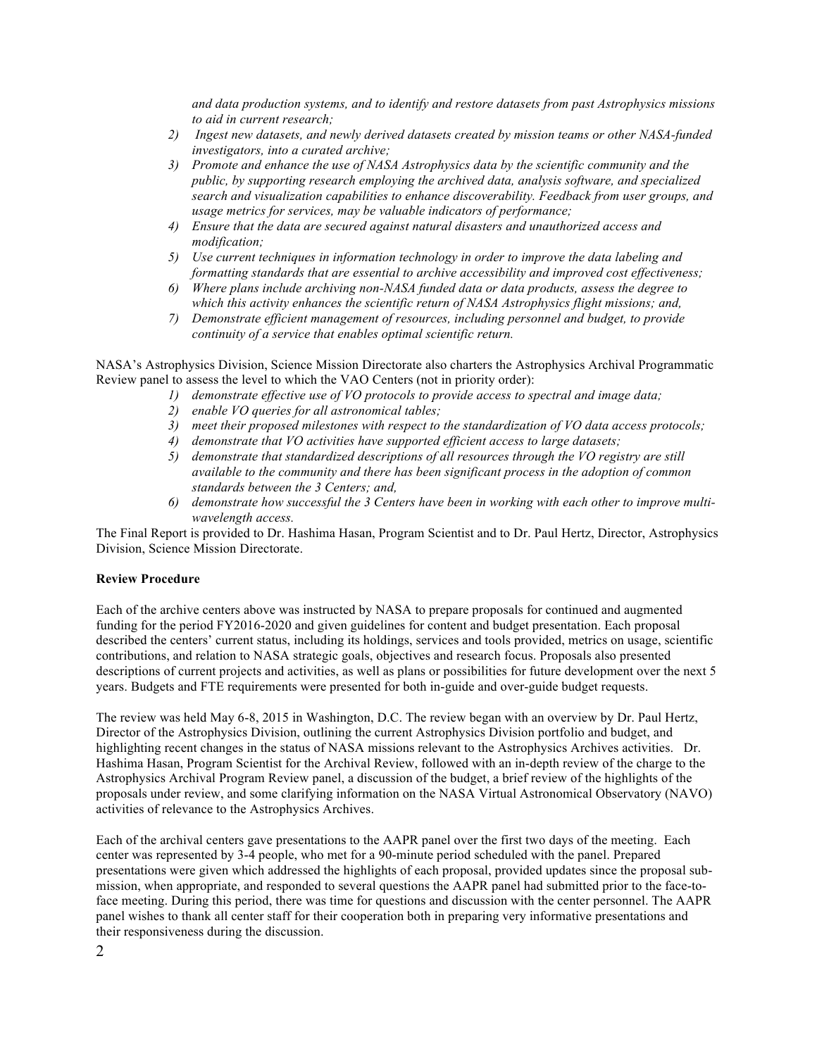*and data production systems, and to identify and restore datasets from past Astrophysics missions to aid in current research;*

2) *Ingest new datasets, and newly derived datasets created by mission teams or other NASA-funded investigators, into a curated archive;*
3) *Promote and enhance the use of NASA Astrophysics data by the scientific community and the public, by supporting research employing the archived data, analysis software, and specialized search and visualization capabilities to enhance discoverability. Feedback from user groups, and usage metrics for services, may be valuable indicators of performance;*
4) *Ensure that the data are secured against natural disasters and unauthorized access and modification;*
5) *Use current techniques in information technology in order to improve the data labeling and formatting standards that are essential to archive accessibility and improved cost effectiveness;*
6) *Where plans include archiving non-NASA funded data or data products, assess the degree to which this activity enhances the scientific return of NASA Astrophysics flight missions; and,*
7) *Demonstrate efficient management of resources, including personnel and budget, to provide continuity of a service that enables optimal scientific return.*

NASA's Astrophysics Division, Science Mission Directorate also charters the Astrophysics Archival Programmatic Review panel to assess the level to which the VAO Centers (not in priority order):

1) *demonstrate effective use of VO protocols to provide access to spectral and image data;*
2) *enable VO queries for all astronomical tables;*
3) *meet their proposed milestones with respect to the standardization of VO data access protocols;*
4) *demonstrate that VO activities have supported efficient access to large datasets;*
5) *demonstrate that standardized descriptions of all resources through the VO registry are still available to the community and there has been significant process in the adoption of common standards between the 3 Centers; and,*
6) *demonstrate how successful the 3 Centers have been in working with each other to improve multi-wavelength access.*

The Final Report is provided to Dr. Hashima Hasan, Program Scientist and to Dr. Paul Hertz, Director, Astrophysics Division, Science Mission Directorate.

**Review Procedure**

Each of the archive centers above was instructed by NASA to prepare proposals for continued and augmented funding for the period FY2016-2020 and given guidelines for content and budget presentation. Each proposal described the centers' current status, including its holdings, services and tools provided, metrics on usage, scientific contributions, and relation to NASA strategic goals, objectives and research focus. Proposals also presented descriptions of current projects and activities, as well as plans or possibilities for future development over the next 5 years. Budgets and FTE requirements were presented for both in-guide and over-guide budget requests.

The review was held May 6-8, 2015 in Washington, D.C. The review began with an overview by Dr. Paul Hertz, Director of the Astrophysics Division, outlining the current Astrophysics Division portfolio and budget, and highlighting recent changes in the status of NASA missions relevant to the Astrophysics Archives activities. Dr. Hashima Hasan, Program Scientist for the Archival Review, followed with an in-depth review of the charge to the Astrophysics Archival Program Review panel, a discussion of the budget, a brief review of the highlights of the proposals under review, and some clarifying information on the NASA Virtual Astronomical Observatory (NAVO) activities of relevance to the Astrophysics Archives.

Each of the archival centers gave presentations to the AAPR panel over the first two days of the meeting. Each center was represented by 3-4 people, who met for a 90-minute period scheduled with the panel. Prepared presentations were given which addressed the highlights of each proposal, provided updates since the proposal submission, when appropriate, and responded to several questions the AAPR panel had submitted prior to the face-to-face meeting. During this period, there was time for questions and discussion with the center personnel. The AAPR panel wishes to thank all center staff for their cooperation both in preparing very informative presentations and their responsiveness during the discussion.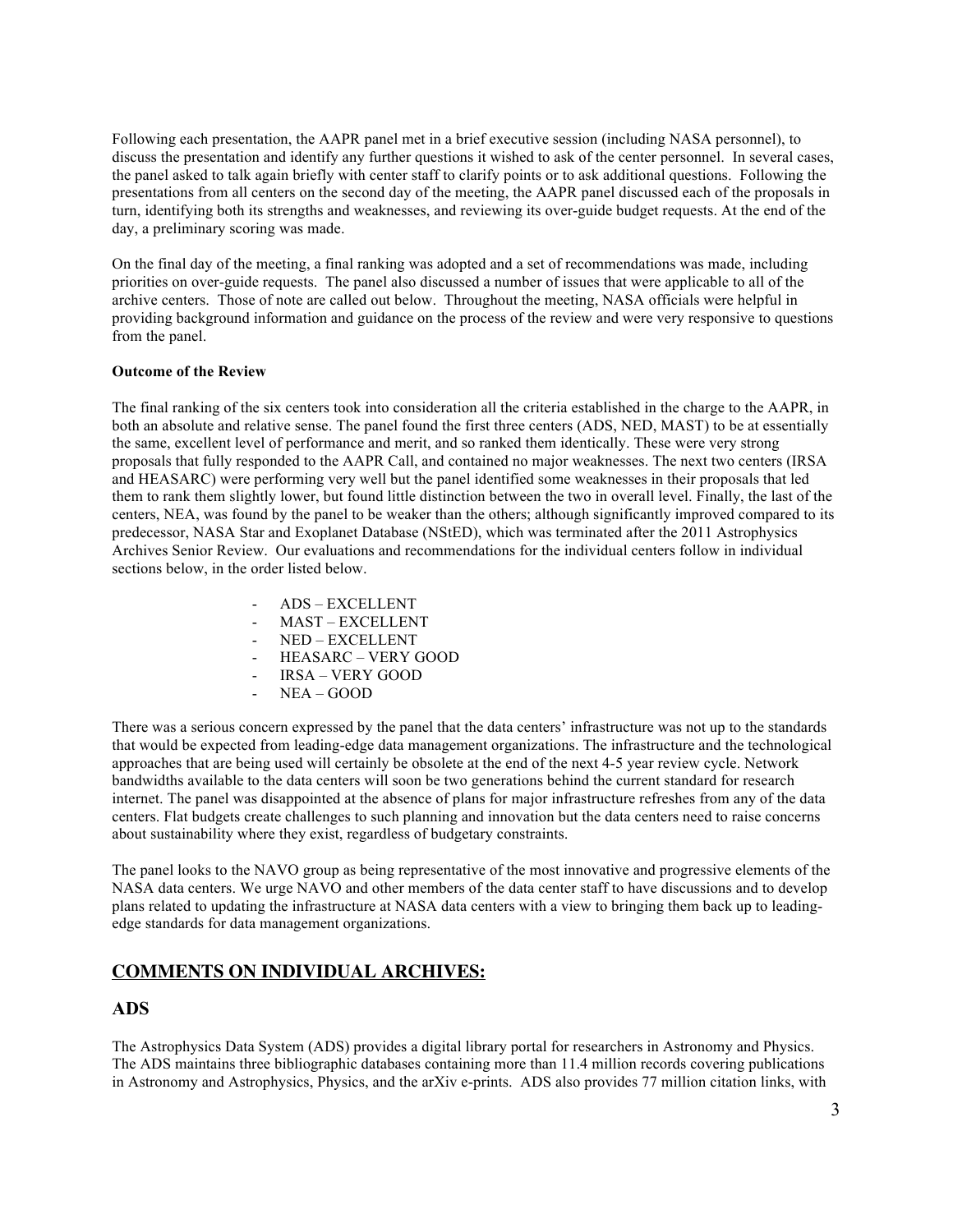Following each presentation, the AAPR panel met in a brief executive session (including NASA personnel), to discuss the presentation and identify any further questions it wished to ask of the center personnel. In several cases, the panel asked to talk again briefly with center staff to clarify points or to ask additional questions. Following the presentations from all centers on the second day of the meeting, the AAPR panel discussed each of the proposals in turn, identifying both its strengths and weaknesses, and reviewing its over-guide budget requests. At the end of the day, a preliminary scoring was made.

On the final day of the meeting, a final ranking was adopted and a set of recommendations was made, including priorities on over-guide requests. The panel also discussed a number of issues that were applicable to all of the archive centers. Those of note are called out below. Throughout the meeting, NASA officials were helpful in providing background information and guidance on the process of the review and were very responsive to questions from the panel.

**Outcome of the Review**

The final ranking of the six centers took into consideration all the criteria established in the charge to the AAPR, in both an absolute and relative sense. The panel found the first three centers (ADS, NED, MAST) to be at essentially the same, excellent level of performance and merit, and so ranked them identically. These were very strong proposals that fully responded to the AAPR Call, and contained no major weaknesses. The next two centers (IRSA and HEASARC) were performing very well but the panel identified some weaknesses in their proposals that led them to rank them slightly lower, but found little distinction between the two in overall level. Finally, the last of the centers, NEA, was found by the panel to be weaker than the others; although significantly improved compared to its predecessor, NASA Star and Exoplanet Database (NStED), which was terminated after the 2011 Astrophysics Archives Senior Review. Our evaluations and recommendations for the individual centers follow in individual sections below, in the order listed below.

- ADS – EXCELLENT
- MAST – EXCELLENT
- NED – EXCELLENT
- HEASARC – VERY GOOD
- IRSA – VERY GOOD
- NEA – GOOD

There was a serious concern expressed by the panel that the data centers' infrastructure was not up to the standards that would be expected from leading-edge data management organizations. The infrastructure and the technological approaches that are being used will certainly be obsolete at the end of the next 4-5 year review cycle. Network bandwidths available to the data centers will soon be two generations behind the current standard for research internet. The panel was disappointed at the absence of plans for major infrastructure refreshes from any of the data centers. Flat budgets create challenges to such planning and innovation but the data centers need to raise concerns about sustainability where they exist, regardless of budgetary constraints.

The panel looks to the NAVO group as being representative of the most innovative and progressive elements of the NASA data centers. We urge NAVO and other members of the data center staff to have discussions and to develop plans related to updating the infrastructure at NASA data centers with a view to bringing them back up to leading-edge standards for data management organizations.

## COMMENTS ON INDIVIDUAL ARCHIVES:

## ADS

The Astrophysics Data System (ADS) provides a digital library portal for researchers in Astronomy and Physics. The ADS maintains three bibliographic databases containing more than 11.4 million records covering publications in Astronomy and Astrophysics, Physics, and the arXiv e-prints. ADS also provides 77 million citation links, with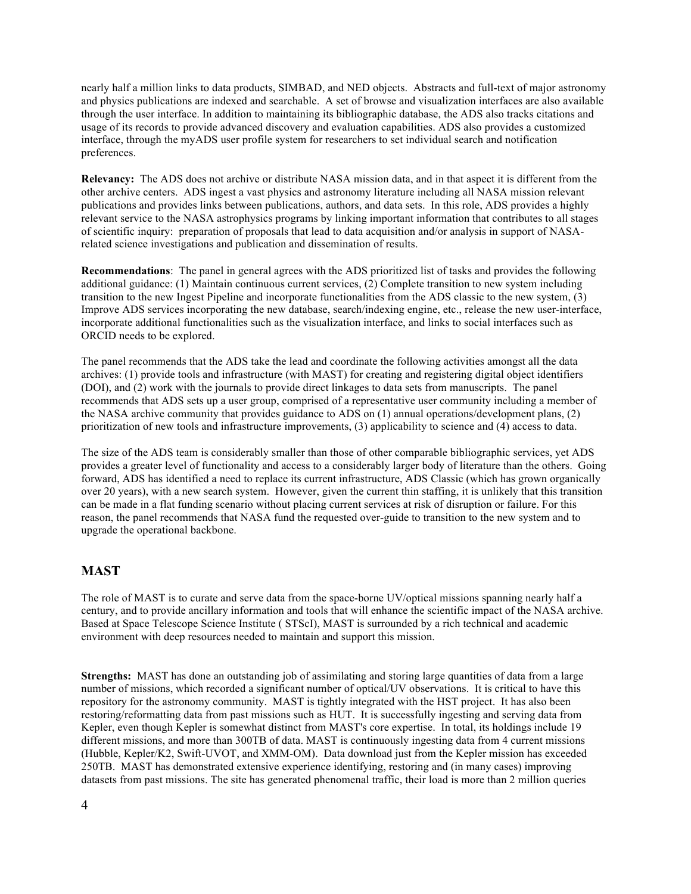nearly half a million links to data products, SIMBAD, and NED objects. Abstracts and full-text of major astronomy and physics publications are indexed and searchable. A set of browse and visualization interfaces are also available through the user interface. In addition to maintaining its bibliographic database, the ADS also tracks citations and usage of its records to provide advanced discovery and evaluation capabilities. ADS also provides a customized interface, through the myADS user profile system for researchers to set individual search and notification preferences.

**Relevancy:** The ADS does not archive or distribute NASA mission data, and in that aspect it is different from the other archive centers. ADS ingest a vast physics and astronomy literature including all NASA mission relevant publications and provides links between publications, authors, and data sets. In this role, ADS provides a highly relevant service to the NASA astrophysics programs by linking important information that contributes to all stages of scientific inquiry: preparation of proposals that lead to data acquisition and/or analysis in support of NASA-related science investigations and publication and dissemination of results.

**Recommendations**: The panel in general agrees with the ADS prioritized list of tasks and provides the following additional guidance: (1) Maintain continuous current services, (2) Complete transition to new system including transition to the new Ingest Pipeline and incorporate functionalities from the ADS classic to the new system, (3) Improve ADS services incorporating the new database, search/indexing engine, etc., release the new user-interface, incorporate additional functionalities such as the visualization interface, and links to social interfaces such as ORCID needs to be explored.

The panel recommends that the ADS take the lead and coordinate the following activities amongst all the data archives: (1) provide tools and infrastructure (with MAST) for creating and registering digital object identifiers (DOI), and (2) work with the journals to provide direct linkages to data sets from manuscripts. The panel recommends that ADS sets up a user group, comprised of a representative user community including a member of the NASA archive community that provides guidance to ADS on (1) annual operations/development plans, (2) prioritization of new tools and infrastructure improvements, (3) applicability to science and (4) access to data.

The size of the ADS team is considerably smaller than those of other comparable bibliographic services, yet ADS provides a greater level of functionality and access to a considerably larger body of literature than the others. Going forward, ADS has identified a need to replace its current infrastructure, ADS Classic (which has grown organically over 20 years), with a new search system. However, given the current thin staffing, it is unlikely that this transition can be made in a flat funding scenario without placing current services at risk of disruption or failure. For this reason, the panel recommends that NASA fund the requested over-guide to transition to the new system and to upgrade the operational backbone.

## MAST

The role of MAST is to curate and serve data from the space-borne UV/optical missions spanning nearly half a century, and to provide ancillary information and tools that will enhance the scientific impact of the NASA archive. Based at Space Telescope Science Institute ( STScI), MAST is surrounded by a rich technical and academic environment with deep resources needed to maintain and support this mission.

**Strengths:** MAST has done an outstanding job of assimilating and storing large quantities of data from a large number of missions, which recorded a significant number of optical/UV observations. It is critical to have this repository for the astronomy community. MAST is tightly integrated with the HST project. It has also been restoring/reformatting data from past missions such as HUT. It is successfully ingesting and serving data from Kepler, even though Kepler is somewhat distinct from MAST's core expertise. In total, its holdings include 19 different missions, and more than 300TB of data. MAST is continuously ingesting data from 4 current missions (Hubble, Kepler/K2, Swift-UVOT, and XMM-OM). Data download just from the Kepler mission has exceeded 250TB. MAST has demonstrated extensive experience identifying, restoring and (in many cases) improving datasets from past missions. The site has generated phenomenal traffic, their load is more than 2 million queries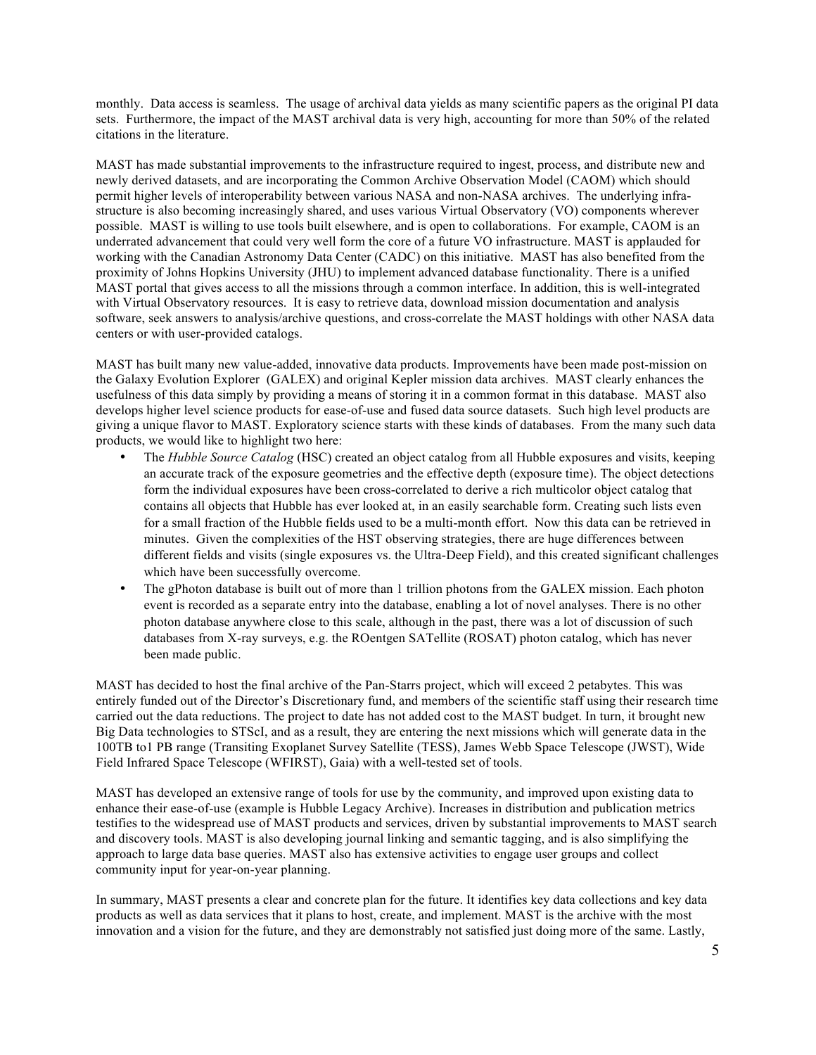monthly. Data access is seamless. The usage of archival data yields as many scientific papers as the original PI data sets. Furthermore, the impact of the MAST archival data is very high, accounting for more than 50% of the related citations in the literature.

MAST has made substantial improvements to the infrastructure required to ingest, process, and distribute new and newly derived datasets, and are incorporating the Common Archive Observation Model (CAOM) which should permit higher levels of interoperability between various NASA and non-NASA archives. The underlying infrastructure is also becoming increasingly shared, and uses various Virtual Observatory (VO) components wherever possible. MAST is willing to use tools built elsewhere, and is open to collaborations. For example, CAOM is an underrated advancement that could very well form the core of a future VO infrastructure. MAST is applauded for working with the Canadian Astronomy Data Center (CADC) on this initiative. MAST has also benefited from the proximity of Johns Hopkins University (JHU) to implement advanced database functionality. There is a unified MAST portal that gives access to all the missions through a common interface. In addition, this is well-integrated with Virtual Observatory resources. It is easy to retrieve data, download mission documentation and analysis software, seek answers to analysis/archive questions, and cross-correlate the MAST holdings with other NASA data centers or with user-provided catalogs.

MAST has built many new value-added, innovative data products. Improvements have been made post-mission on the Galaxy Evolution Explorer (GALEX) and original Kepler mission data archives. MAST clearly enhances the usefulness of this data simply by providing a means of storing it in a common format in this database. MAST also develops higher level science products for ease-of-use and fused data source datasets. Such high level products are giving a unique flavor to MAST. Exploratory science starts with these kinds of databases. From the many such data products, we would like to highlight two here:

- The *Hubble Source Catalog* (HSC) created an object catalog from all Hubble exposures and visits, keeping an accurate track of the exposure geometries and the effective depth (exposure time). The object detections form the individual exposures have been cross-correlated to derive a rich multicolor object catalog that contains all objects that Hubble has ever looked at, in an easily searchable form. Creating such lists even for a small fraction of the Hubble fields used to be a multi-month effort. Now this data can be retrieved in minutes. Given the complexities of the HST observing strategies, there are huge differences between different fields and visits (single exposures vs. the Ultra-Deep Field), and this created significant challenges which have been successfully overcome.
- The gPhoton database is built out of more than 1 trillion photons from the GALEX mission. Each photon event is recorded as a separate entry into the database, enabling a lot of novel analyses. There is no other photon database anywhere close to this scale, although in the past, there was a lot of discussion of such databases from X-ray surveys, e.g. the ROentgen SATellite (ROSAT) photon catalog, which has never been made public.

MAST has decided to host the final archive of the Pan-Starrs project, which will exceed 2 petabytes. This was entirely funded out of the Director's Discretionary fund, and members of the scientific staff using their research time carried out the data reductions. The project to date has not added cost to the MAST budget. In turn, it brought new Big Data technologies to STScI, and as a result, they are entering the next missions which will generate data in the 100TB to1 PB range (Transiting Exoplanet Survey Satellite (TESS), James Webb Space Telescope (JWST), Wide Field Infrared Space Telescope (WFIRST), Gaia) with a well-tested set of tools.

MAST has developed an extensive range of tools for use by the community, and improved upon existing data to enhance their ease-of-use (example is Hubble Legacy Archive). Increases in distribution and publication metrics testifies to the widespread use of MAST products and services, driven by substantial improvements to MAST search and discovery tools. MAST is also developing journal linking and semantic tagging, and is also simplifying the approach to large data base queries. MAST also has extensive activities to engage user groups and collect community input for year-on-year planning.

In summary, MAST presents a clear and concrete plan for the future. It identifies key data collections and key data products as well as data services that it plans to host, create, and implement. MAST is the archive with the most innovation and a vision for the future, and they are demonstrably not satisfied just doing more of the same. Lastly,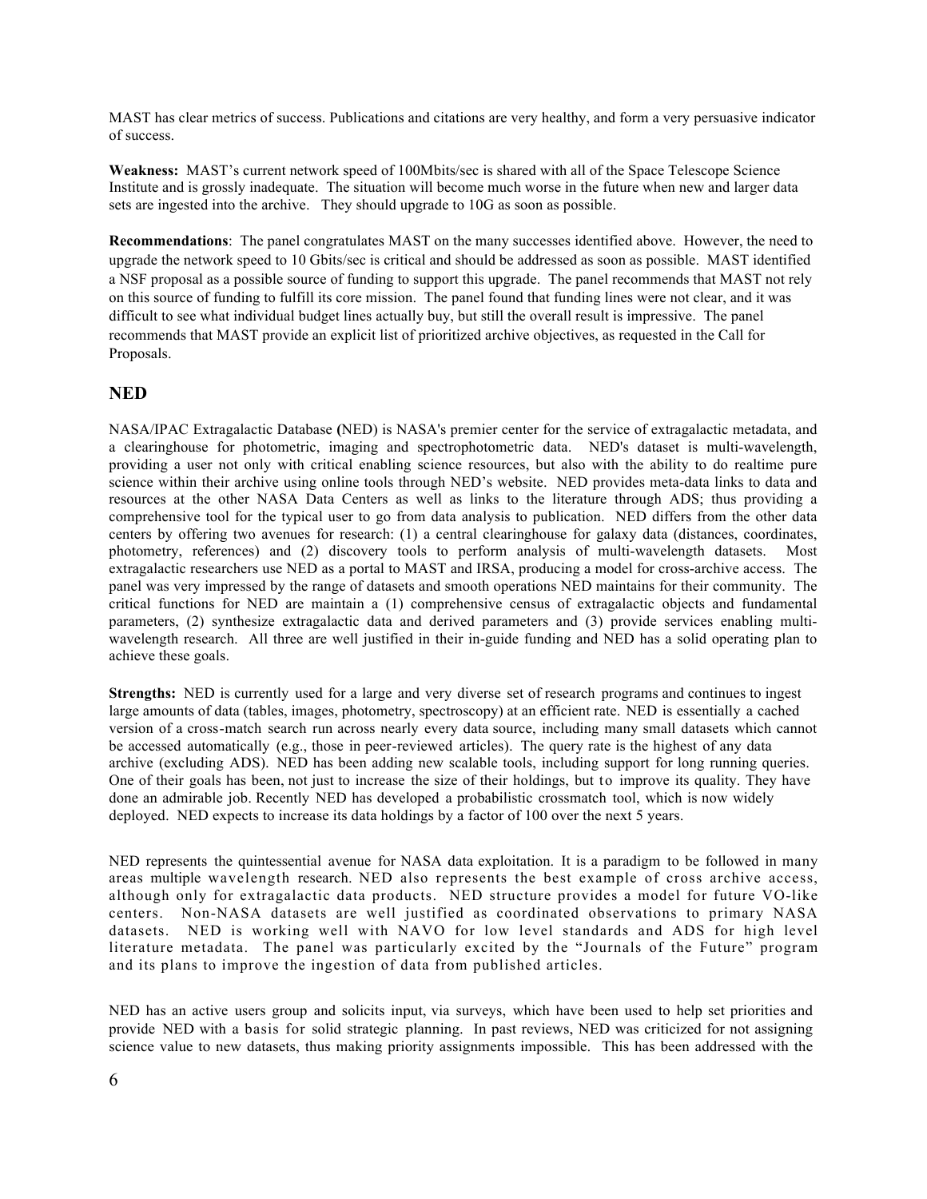MAST has clear metrics of success. Publications and citations are very healthy, and form a very persuasive indicator of success.

**Weakness:** MAST's current network speed of 100Mbits/sec is shared with all of the Space Telescope Science Institute and is grossly inadequate. The situation will become much worse in the future when new and larger data sets are ingested into the archive. They should upgrade to 10G as soon as possible.

**Recommendations**: The panel congratulates MAST on the many successes identified above. However, the need to upgrade the network speed to 10 Gbits/sec is critical and should be addressed as soon as possible. MAST identified a NSF proposal as a possible source of funding to support this upgrade. The panel recommends that MAST not rely on this source of funding to fulfill its core mission. The panel found that funding lines were not clear, and it was difficult to see what individual budget lines actually buy, but still the overall result is impressive. The panel recommends that MAST provide an explicit list of prioritized archive objectives, as requested in the Call for Proposals.

## NED

NASA/IPAC Extragalactic Database **(**NED) is NASA's premier center for the service of extragalactic metadata, and a clearinghouse for photometric, imaging and spectrophotometric data. NED's dataset is multi-wavelength, providing a user not only with critical enabling science resources, but also with the ability to do realtime pure science within their archive using online tools through NED's website. NED provides meta-data links to data and resources at the other NASA Data Centers as well as links to the literature through ADS; thus providing a comprehensive tool for the typical user to go from data analysis to publication. NED differs from the other data centers by offering two avenues for research: (1) a central clearinghouse for galaxy data (distances, coordinates, photometry, references) and (2) discovery tools to perform analysis of multi-wavelength datasets. Most extragalactic researchers use NED as a portal to MAST and IRSA, producing a model for cross-archive access. The panel was very impressed by the range of datasets and smooth operations NED maintains for their community. The critical functions for NED are maintain a (1) comprehensive census of extragalactic objects and fundamental parameters, (2) synthesize extragalactic data and derived parameters and (3) provide services enabling multi-wavelength research. All three are well justified in their in-guide funding and NED has a solid operating plan to achieve these goals.

**Strengths:** NED is currently used for a large and very diverse set of research programs and continues to ingest large amounts of data (tables, images, photometry, spectroscopy) at an efficient rate. NED is essentially a cached version of a cross-match search run across nearly every data source, including many small datasets which cannot be accessed automatically (e.g., those in peer-reviewed articles). The query rate is the highest of any data archive (excluding ADS). NED has been adding new scalable tools, including support for long running queries. One of their goals has been, not just to increase the size of their holdings, but to improve its quality. They have done an admirable job. Recently NED has developed a probabilistic crossmatch tool, which is now widely deployed. NED expects to increase its data holdings by a factor of 100 over the next 5 years.

NED represents the quintessential avenue for NASA data exploitation. It is a paradigm to be followed in many areas multiple wavelength research. NED also represents the best example of cross archive access, although only for extragalactic data products. NED structure provides a model for future VO-like centers. Non-NASA datasets are well justified as coordinated observations to primary NASA datasets. NED is working well with NAVO for low level standards and ADS for high level literature metadata. The panel was particularly excited by the "Journals of the Future" program and its plans to improve the ingestion of data from published articles.

NED has an active users group and solicits input, via surveys, which have been used to help set priorities and provide NED with a basis for solid strategic planning. In past reviews, NED was criticized for not assigning science value to new datasets, thus making priority assignments impossible. This has been addressed with the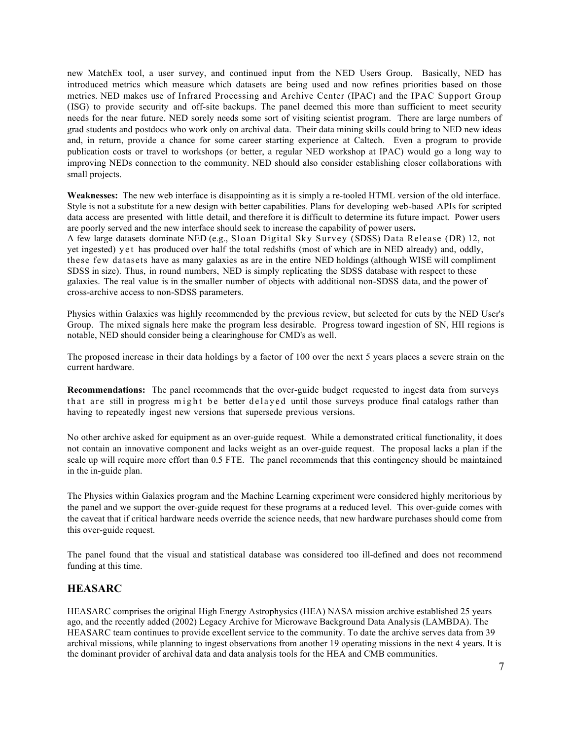new MatchEx tool, a user survey, and continued input from the NED Users Group. Basically, NED has introduced metrics which measure which datasets are being used and now refines priorities based on those metrics. NED makes use of Infrared Processing and Archive Center (IPAC) and the IPAC Support Group (ISG) to provide security and off-site backups. The panel deemed this more than sufficient to meet security needs for the near future. NED sorely needs some sort of visiting scientist program. There are large numbers of grad students and postdocs who work only on archival data. Their data mining skills could bring to NED new ideas and, in return, provide a chance for some career starting experience at Caltech. Even a program to provide publication costs or travel to workshops (or better, a regular NED workshop at IPAC) would go a long way to improving NEDs connection to the community. NED should also consider establishing closer collaborations with small projects.

**Weaknesses:** The new web interface is disappointing as it is simply a re-tooled HTML version of the old interface. Style is not a substitute for a new design with better capabilities. Plans for developing web-based APIs for scripted data access are presented with little detail, and therefore it is difficult to determine its future impact. Power users are poorly served and the new interface should seek to increase the capability of power users**.**
A few large datasets dominate NED (e.g., Sloan Digital Sky Survey (SDSS) Data Release (DR) 12, not yet ingested) yet has produced over half the total redshifts (most of which are in NED already) and, oddly, these few datasets have as many galaxies as are in the entire NED holdings (although WISE will compliment SDSS in size). Thus, in round numbers, NED is simply replicating the SDSS database with respect to these galaxies. The real value is in the smaller number of objects with additional non-SDSS data, and the power of cross-archive access to non-SDSS parameters.

Physics within Galaxies was highly recommended by the previous review, but selected for cuts by the NED User's Group. The mixed signals here make the program less desirable. Progress toward ingestion of SN, HII regions is notable, NED should consider being a clearinghouse for CMD's as well.

The proposed increase in their data holdings by a factor of 100 over the next 5 years places a severe strain on the current hardware.

**Recommendations:** The panel recommends that the over-guide budget requested to ingest data from surveys that are still in progress might be better delayed until those surveys produce final catalogs rather than having to repeatedly ingest new versions that supersede previous versions.

No other archive asked for equipment as an over-guide request. While a demonstrated critical functionality, it does not contain an innovative component and lacks weight as an over-guide request. The proposal lacks a plan if the scale up will require more effort than 0.5 FTE. The panel recommends that this contingency should be maintained in the in-guide plan.

The Physics within Galaxies program and the Machine Learning experiment were considered highly meritorious by the panel and we support the over-guide request for these programs at a reduced level. This over-guide comes with the caveat that if critical hardware needs override the science needs, that new hardware purchases should come from this over-guide request.

The panel found that the visual and statistical database was considered too ill-defined and does not recommend funding at this time.

## HEASARC

HEASARC comprises the original High Energy Astrophysics (HEA) NASA mission archive established 25 years ago, and the recently added (2002) Legacy Archive for Microwave Background Data Analysis (LAMBDA). The HEASARC team continues to provide excellent service to the community. To date the archive serves data from 39 archival missions, while planning to ingest observations from another 19 operating missions in the next 4 years. It is the dominant provider of archival data and data analysis tools for the HEA and CMB communities.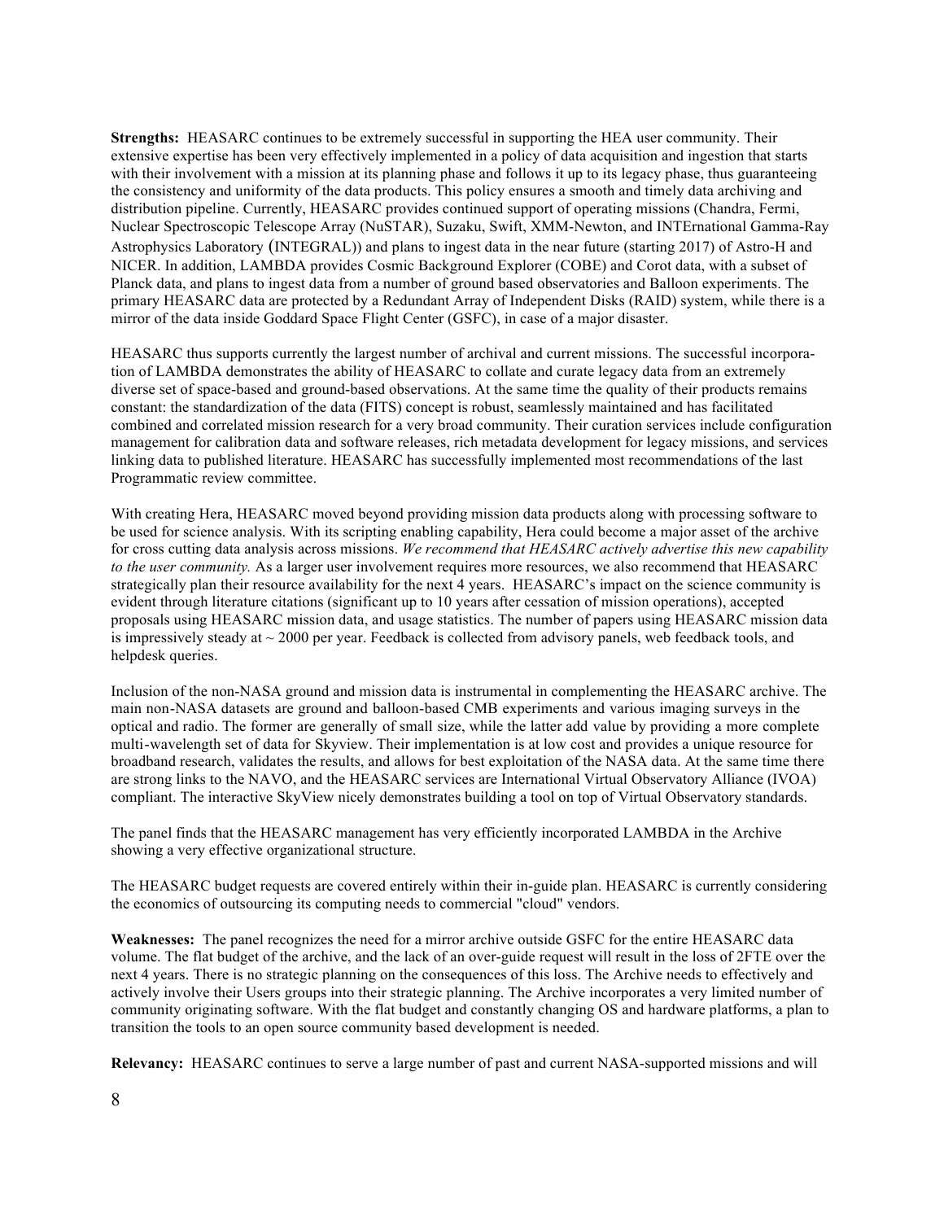**Strengths:** HEASARC continues to be extremely successful in supporting the HEA user community. Their extensive expertise has been very effectively implemented in a policy of data acquisition and ingestion that starts with their involvement with a mission at its planning phase and follows it up to its legacy phase, thus guaranteeing the consistency and uniformity of the data products. This policy ensures a smooth and timely data archiving and distribution pipeline. Currently, HEASARC provides continued support of operating missions (Chandra, Fermi, Nuclear Spectroscopic Telescope Array (NuSTAR), Suzaku, Swift, XMM-Newton, and INTErnational Gamma-Ray Astrophysics Laboratory (INTEGRAL)) and plans to ingest data in the near future (starting 2017) of Astro-H and NICER. In addition, LAMBDA provides Cosmic Background Explorer (COBE) and Corot data, with a subset of Planck data, and plans to ingest data from a number of ground based observatories and Balloon experiments. The primary HEASARC data are protected by a Redundant Array of Independent Disks (RAID) system, while there is a mirror of the data inside Goddard Space Flight Center (GSFC), in case of a major disaster.

HEASARC thus supports currently the largest number of archival and current missions. The successful incorporation of LAMBDA demonstrates the ability of HEASARC to collate and curate legacy data from an extremely diverse set of space-based and ground-based observations. At the same time the quality of their products remains constant: the standardization of the data (FITS) concept is robust, seamlessly maintained and has facilitated combined and correlated mission research for a very broad community. Their curation services include configuration management for calibration data and software releases, rich metadata development for legacy missions, and services linking data to published literature. HEASARC has successfully implemented most recommendations of the last Programmatic review committee.

With creating Hera, HEASARC moved beyond providing mission data products along with processing software to be used for science analysis. With its scripting enabling capability, Hera could become a major asset of the archive for cross cutting data analysis across missions. *We recommend that HEASARC actively advertise this new capability to the user community.* As a larger user involvement requires more resources, we also recommend that HEASARC strategically plan their resource availability for the next 4 years. HEASARC's impact on the science community is evident through literature citations (significant up to 10 years after cessation of mission operations), accepted proposals using HEASARC mission data, and usage statistics. The number of papers using HEASARC mission data is impressively steady at ~ 2000 per year. Feedback is collected from advisory panels, web feedback tools, and helpdesk queries.

Inclusion of the non-NASA ground and mission data is instrumental in complementing the HEASARC archive. The main non-NASA datasets are ground and balloon-based CMB experiments and various imaging surveys in the optical and radio. The former are generally of small size, while the latter add value by providing a more complete multi-wavelength set of data for Skyview. Their implementation is at low cost and provides a unique resource for broadband research, validates the results, and allows for best exploitation of the NASA data. At the same time there are strong links to the NAVO, and the HEASARC services are International Virtual Observatory Alliance (IVOA) compliant. The interactive SkyView nicely demonstrates building a tool on top of Virtual Observatory standards.

The panel finds that the HEASARC management has very efficiently incorporated LAMBDA in the Archive showing a very effective organizational structure.

The HEASARC budget requests are covered entirely within their in-guide plan. HEASARC is currently considering the economics of outsourcing its computing needs to commercial "cloud" vendors.

**Weaknesses:** The panel recognizes the need for a mirror archive outside GSFC for the entire HEASARC data volume. The flat budget of the archive, and the lack of an over-guide request will result in the loss of 2FTE over the next 4 years. There is no strategic planning on the consequences of this loss. The Archive needs to effectively and actively involve their Users groups into their strategic planning. The Archive incorporates a very limited number of community originating software. With the flat budget and constantly changing OS and hardware platforms, a plan to transition the tools to an open source community based development is needed.

**Relevancy:** HEASARC continues to serve a large number of past and current NASA-supported missions and will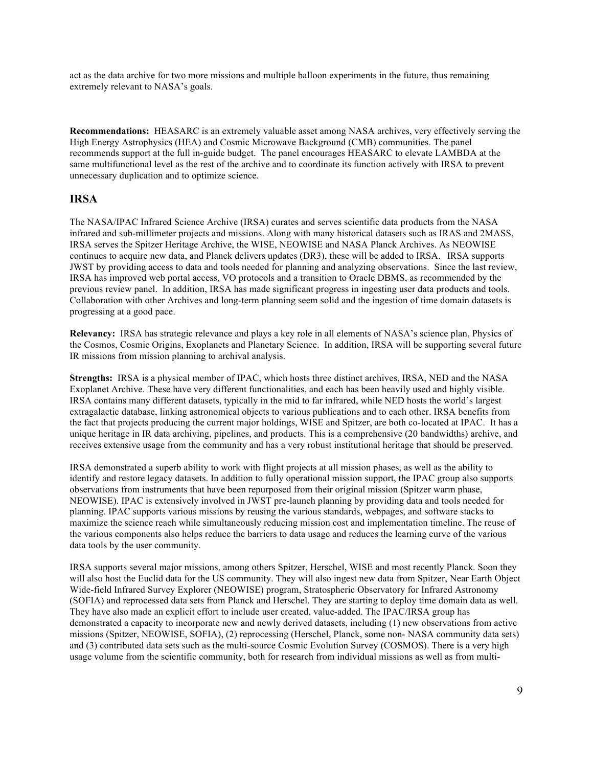act as the data archive for two more missions and multiple balloon experiments in the future, thus remaining extremely relevant to NASA's goals.

**Recommendations:** HEASARC is an extremely valuable asset among NASA archives, very effectively serving the High Energy Astrophysics (HEA) and Cosmic Microwave Background (CMB) communities. The panel recommends support at the full in-guide budget. The panel encourages HEASARC to elevate LAMBDA at the same multifunctional level as the rest of the archive and to coordinate its function actively with IRSA to prevent unnecessary duplication and to optimize science.

## IRSA

The NASA/IPAC Infrared Science Archive (IRSA) curates and serves scientific data products from the NASA infrared and sub-millimeter projects and missions. Along with many historical datasets such as IRAS and 2MASS, IRSA serves the Spitzer Heritage Archive, the WISE, NEOWISE and NASA Planck Archives. As NEOWISE continues to acquire new data, and Planck delivers updates (DR3), these will be added to IRSA. IRSA supports JWST by providing access to data and tools needed for planning and analyzing observations. Since the last review, IRSA has improved web portal access, VO protocols and a transition to Oracle DBMS, as recommended by the previous review panel. In addition, IRSA has made significant progress in ingesting user data products and tools. Collaboration with other Archives and long-term planning seem solid and the ingestion of time domain datasets is progressing at a good pace.

**Relevancy:** IRSA has strategic relevance and plays a key role in all elements of NASA's science plan, Physics of the Cosmos, Cosmic Origins, Exoplanets and Planetary Science. In addition, IRSA will be supporting several future IR missions from mission planning to archival analysis.

**Strengths:** IRSA is a physical member of IPAC, which hosts three distinct archives, IRSA, NED and the NASA Exoplanet Archive. These have very different functionalities, and each has been heavily used and highly visible. IRSA contains many different datasets, typically in the mid to far infrared, while NED hosts the world's largest extragalactic database, linking astronomical objects to various publications and to each other. IRSA benefits from the fact that projects producing the current major holdings, WISE and Spitzer, are both co-located at IPAC. It has a unique heritage in IR data archiving, pipelines, and products. This is a comprehensive (20 bandwidths) archive, and receives extensive usage from the community and has a very robust institutional heritage that should be preserved.

IRSA demonstrated a superb ability to work with flight projects at all mission phases, as well as the ability to identify and restore legacy datasets. In addition to fully operational mission support, the IPAC group also supports observations from instruments that have been repurposed from their original mission (Spitzer warm phase, NEOWISE). IPAC is extensively involved in JWST pre-launch planning by providing data and tools needed for planning. IPAC supports various missions by reusing the various standards, webpages, and software stacks to maximize the science reach while simultaneously reducing mission cost and implementation timeline. The reuse of the various components also helps reduce the barriers to data usage and reduces the learning curve of the various data tools by the user community.

IRSA supports several major missions, among others Spitzer, Herschel, WISE and most recently Planck. Soon they will also host the Euclid data for the US community. They will also ingest new data from Spitzer, Near Earth Object Wide-field Infrared Survey Explorer (NEOWISE) program, Stratospheric Observatory for Infrared Astronomy (SOFIA) and reprocessed data sets from Planck and Herschel. They are starting to deploy time domain data as well. They have also made an explicit effort to include user created, value-added. The IPAC/IRSA group has demonstrated a capacity to incorporate new and newly derived datasets, including (1) new observations from active missions (Spitzer, NEOWISE, SOFIA), (2) reprocessing (Herschel, Planck, some non- NASA community data sets) and (3) contributed data sets such as the multi-source Cosmic Evolution Survey (COSMOS). There is a very high usage volume from the scientific community, both for research from individual missions as well as from multi-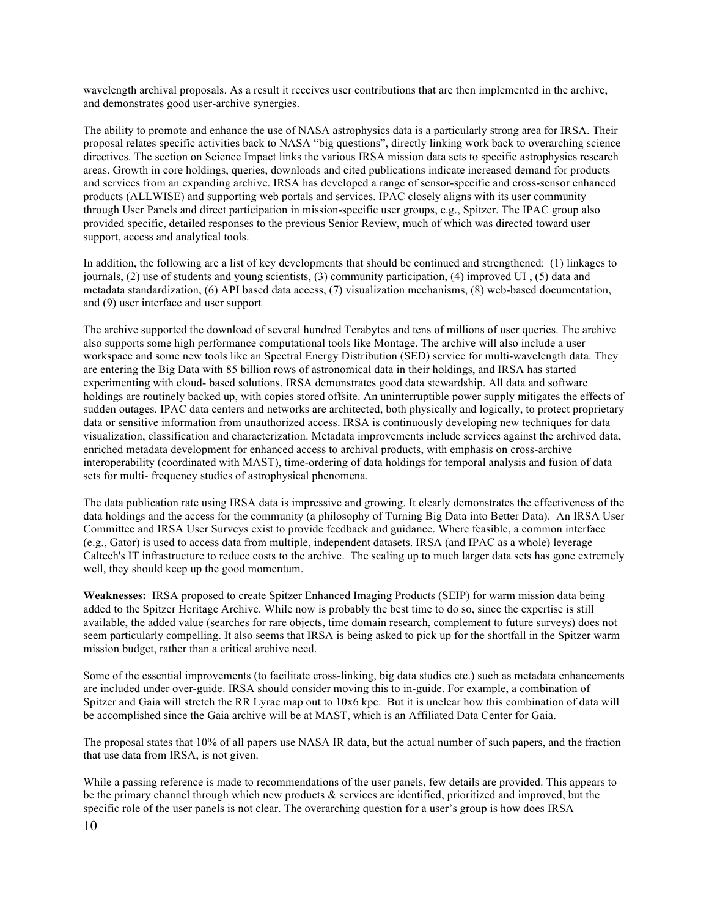wavelength archival proposals. As a result it receives user contributions that are then implemented in the archive, and demonstrates good user-archive synergies.

The ability to promote and enhance the use of NASA astrophysics data is a particularly strong area for IRSA. Their proposal relates specific activities back to NASA "big questions", directly linking work back to overarching science directives. The section on Science Impact links the various IRSA mission data sets to specific astrophysics research areas. Growth in core holdings, queries, downloads and cited publications indicate increased demand for products and services from an expanding archive. IRSA has developed a range of sensor-specific and cross-sensor enhanced products (ALLWISE) and supporting web portals and services. IPAC closely aligns with its user community through User Panels and direct participation in mission-specific user groups, e.g., Spitzer. The IPAC group also provided specific, detailed responses to the previous Senior Review, much of which was directed toward user support, access and analytical tools.

In addition, the following are a list of key developments that should be continued and strengthened: (1) linkages to journals, (2) use of students and young scientists, (3) community participation, (4) improved UI , (5) data and metadata standardization, (6) API based data access, (7) visualization mechanisms, (8) web-based documentation, and (9) user interface and user support

The archive supported the download of several hundred Terabytes and tens of millions of user queries. The archive also supports some high performance computational tools like Montage. The archive will also include a user workspace and some new tools like an Spectral Energy Distribution (SED) service for multi-wavelength data. They are entering the Big Data with 85 billion rows of astronomical data in their holdings, and IRSA has started experimenting with cloud- based solutions. IRSA demonstrates good data stewardship. All data and software holdings are routinely backed up, with copies stored offsite. An uninterruptible power supply mitigates the effects of sudden outages. IPAC data centers and networks are architected, both physically and logically, to protect proprietary data or sensitive information from unauthorized access. IRSA is continuously developing new techniques for data visualization, classification and characterization. Metadata improvements include services against the archived data, enriched metadata development for enhanced access to archival products, with emphasis on cross-archive interoperability (coordinated with MAST), time-ordering of data holdings for temporal analysis and fusion of data sets for multi- frequency studies of astrophysical phenomena.

The data publication rate using IRSA data is impressive and growing. It clearly demonstrates the effectiveness of the data holdings and the access for the community (a philosophy of Turning Big Data into Better Data). An IRSA User Committee and IRSA User Surveys exist to provide feedback and guidance. Where feasible, a common interface (e.g., Gator) is used to access data from multiple, independent datasets. IRSA (and IPAC as a whole) leverage Caltech's IT infrastructure to reduce costs to the archive. The scaling up to much larger data sets has gone extremely well, they should keep up the good momentum.

**Weaknesses:** IRSA proposed to create Spitzer Enhanced Imaging Products (SEIP) for warm mission data being added to the Spitzer Heritage Archive. While now is probably the best time to do so, since the expertise is still available, the added value (searches for rare objects, time domain research, complement to future surveys) does not seem particularly compelling. It also seems that IRSA is being asked to pick up for the shortfall in the Spitzer warm mission budget, rather than a critical archive need.

Some of the essential improvements (to facilitate cross-linking, big data studies etc.) such as metadata enhancements are included under over-guide. IRSA should consider moving this to in-guide. For example, a combination of Spitzer and Gaia will stretch the RR Lyrae map out to 10x6 kpc. But it is unclear how this combination of data will be accomplished since the Gaia archive will be at MAST, which is an Affiliated Data Center for Gaia.

The proposal states that 10% of all papers use NASA IR data, but the actual number of such papers, and the fraction that use data from IRSA, is not given.

While a passing reference is made to recommendations of the user panels, few details are provided. This appears to be the primary channel through which new products & services are identified, prioritized and improved, but the specific role of the user panels is not clear. The overarching question for a user's group is how does IRSA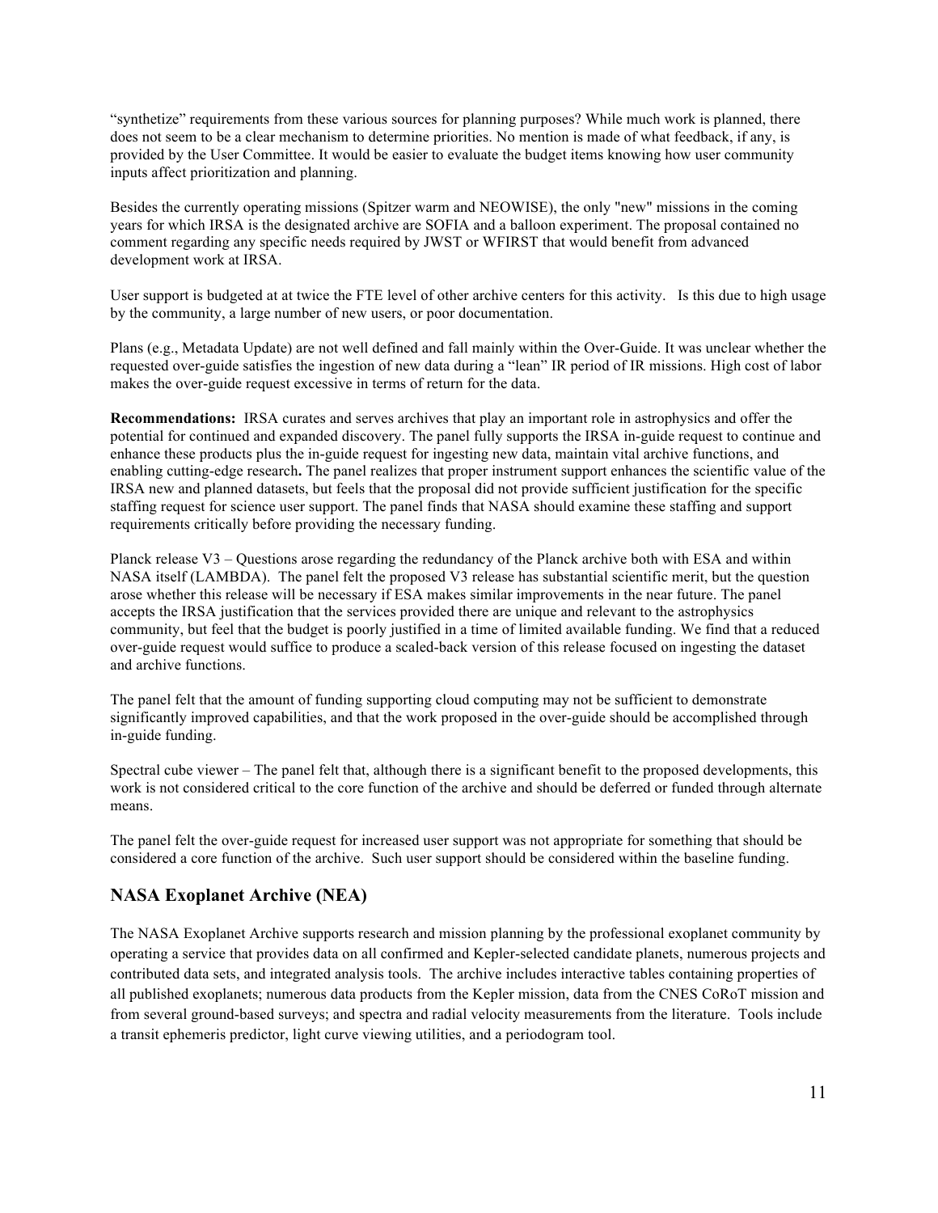"synthetize" requirements from these various sources for planning purposes? While much work is planned, there does not seem to be a clear mechanism to determine priorities. No mention is made of what feedback, if any, is provided by the User Committee. It would be easier to evaluate the budget items knowing how user community inputs affect prioritization and planning.

Besides the currently operating missions (Spitzer warm and NEOWISE), the only "new" missions in the coming years for which IRSA is the designated archive are SOFIA and a balloon experiment. The proposal contained no comment regarding any specific needs required by JWST or WFIRST that would benefit from advanced development work at IRSA.

User support is budgeted at at twice the FTE level of other archive centers for this activity. Is this due to high usage by the community, a large number of new users, or poor documentation.

Plans (e.g., Metadata Update) are not well defined and fall mainly within the Over-Guide. It was unclear whether the requested over-guide satisfies the ingestion of new data during a "lean" IR period of IR missions. High cost of labor makes the over-guide request excessive in terms of return for the data.

**Recommendations:** IRSA curates and serves archives that play an important role in astrophysics and offer the potential for continued and expanded discovery. The panel fully supports the IRSA in-guide request to continue and enhance these products plus the in-guide request for ingesting new data, maintain vital archive functions, and enabling cutting-edge research**.** The panel realizes that proper instrument support enhances the scientific value of the IRSA new and planned datasets, but feels that the proposal did not provide sufficient justification for the specific staffing request for science user support. The panel finds that NASA should examine these staffing and support requirements critically before providing the necessary funding.

Planck release V3 – Questions arose regarding the redundancy of the Planck archive both with ESA and within NASA itself (LAMBDA). The panel felt the proposed V3 release has substantial scientific merit, but the question arose whether this release will be necessary if ESA makes similar improvements in the near future. The panel accepts the IRSA justification that the services provided there are unique and relevant to the astrophysics community, but feel that the budget is poorly justified in a time of limited available funding. We find that a reduced over-guide request would suffice to produce a scaled-back version of this release focused on ingesting the dataset and archive functions.

The panel felt that the amount of funding supporting cloud computing may not be sufficient to demonstrate significantly improved capabilities, and that the work proposed in the over-guide should be accomplished through in-guide funding.

Spectral cube viewer – The panel felt that, although there is a significant benefit to the proposed developments, this work is not considered critical to the core function of the archive and should be deferred or funded through alternate means.

The panel felt the over-guide request for increased user support was not appropriate for something that should be considered a core function of the archive. Such user support should be considered within the baseline funding.

## NASA Exoplanet Archive (NEA)

The NASA Exoplanet Archive supports research and mission planning by the professional exoplanet community by operating a service that provides data on all confirmed and Kepler-selected candidate planets, numerous projects and contributed data sets, and integrated analysis tools. The archive includes interactive tables containing properties of all published exoplanets; numerous data products from the Kepler mission, data from the CNES CoRoT mission and from several ground-based surveys; and spectra and radial velocity measurements from the literature. Tools include a transit ephemeris predictor, light curve viewing utilities, and a periodogram tool.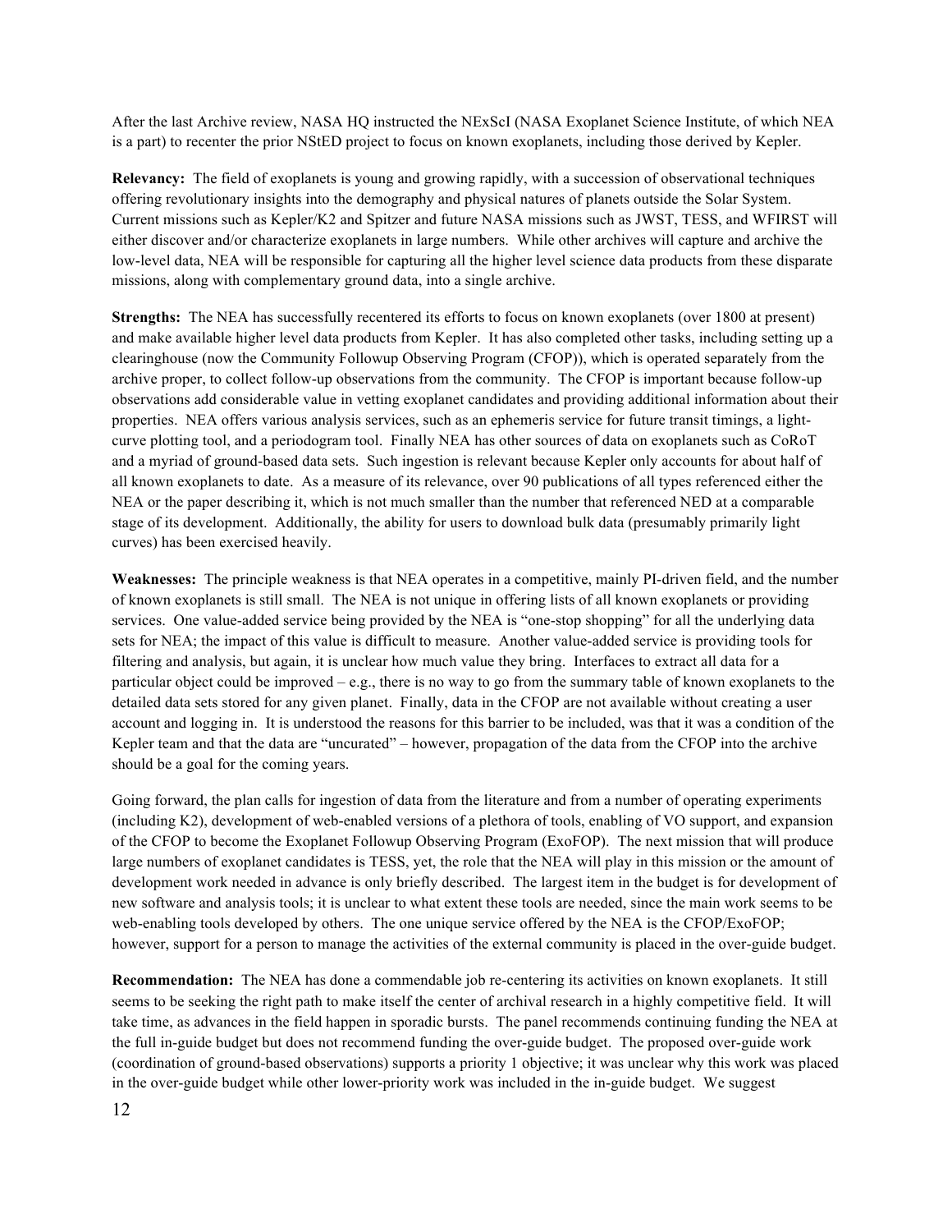After the last Archive review, NASA HQ instructed the NExScI (NASA Exoplanet Science Institute, of which NEA is a part) to recenter the prior NStED project to focus on known exoplanets, including those derived by Kepler.

**Relevancy:** The field of exoplanets is young and growing rapidly, with a succession of observational techniques offering revolutionary insights into the demography and physical natures of planets outside the Solar System. Current missions such as Kepler/K2 and Spitzer and future NASA missions such as JWST, TESS, and WFIRST will either discover and/or characterize exoplanets in large numbers. While other archives will capture and archive the low-level data, NEA will be responsible for capturing all the higher level science data products from these disparate missions, along with complementary ground data, into a single archive.

**Strengths:** The NEA has successfully recentered its efforts to focus on known exoplanets (over 1800 at present) and make available higher level data products from Kepler. It has also completed other tasks, including setting up a clearinghouse (now the Community Followup Observing Program (CFOP)), which is operated separately from the archive proper, to collect follow-up observations from the community. The CFOP is important because follow-up observations add considerable value in vetting exoplanet candidates and providing additional information about their properties. NEA offers various analysis services, such as an ephemeris service for future transit timings, a light-curve plotting tool, and a periodogram tool. Finally NEA has other sources of data on exoplanets such as CoRoT and a myriad of ground-based data sets. Such ingestion is relevant because Kepler only accounts for about half of all known exoplanets to date. As a measure of its relevance, over 90 publications of all types referenced either the NEA or the paper describing it, which is not much smaller than the number that referenced NED at a comparable stage of its development. Additionally, the ability for users to download bulk data (presumably primarily light curves) has been exercised heavily.

**Weaknesses:** The principle weakness is that NEA operates in a competitive, mainly PI-driven field, and the number of known exoplanets is still small. The NEA is not unique in offering lists of all known exoplanets or providing services. One value-added service being provided by the NEA is "one-stop shopping" for all the underlying data sets for NEA; the impact of this value is difficult to measure. Another value-added service is providing tools for filtering and analysis, but again, it is unclear how much value they bring. Interfaces to extract all data for a particular object could be improved – e.g., there is no way to go from the summary table of known exoplanets to the detailed data sets stored for any given planet. Finally, data in the CFOP are not available without creating a user account and logging in. It is understood the reasons for this barrier to be included, was that it was a condition of the Kepler team and that the data are "uncurated" – however, propagation of the data from the CFOP into the archive should be a goal for the coming years.

Going forward, the plan calls for ingestion of data from the literature and from a number of operating experiments (including K2), development of web-enabled versions of a plethora of tools, enabling of VO support, and expansion of the CFOP to become the Exoplanet Followup Observing Program (ExoFOP). The next mission that will produce large numbers of exoplanet candidates is TESS, yet, the role that the NEA will play in this mission or the amount of development work needed in advance is only briefly described. The largest item in the budget is for development of new software and analysis tools; it is unclear to what extent these tools are needed, since the main work seems to be web-enabling tools developed by others. The one unique service offered by the NEA is the CFOP/ExoFOP; however, support for a person to manage the activities of the external community is placed in the over-guide budget.

**Recommendation:** The NEA has done a commendable job re-centering its activities on known exoplanets. It still seems to be seeking the right path to make itself the center of archival research in a highly competitive field. It will take time, as advances in the field happen in sporadic bursts. The panel recommends continuing funding the NEA at the full in-guide budget but does not recommend funding the over-guide budget. The proposed over-guide work (coordination of ground-based observations) supports a priority 1 objective; it was unclear why this work was placed in the over-guide budget while other lower-priority work was included in the in-guide budget. We suggest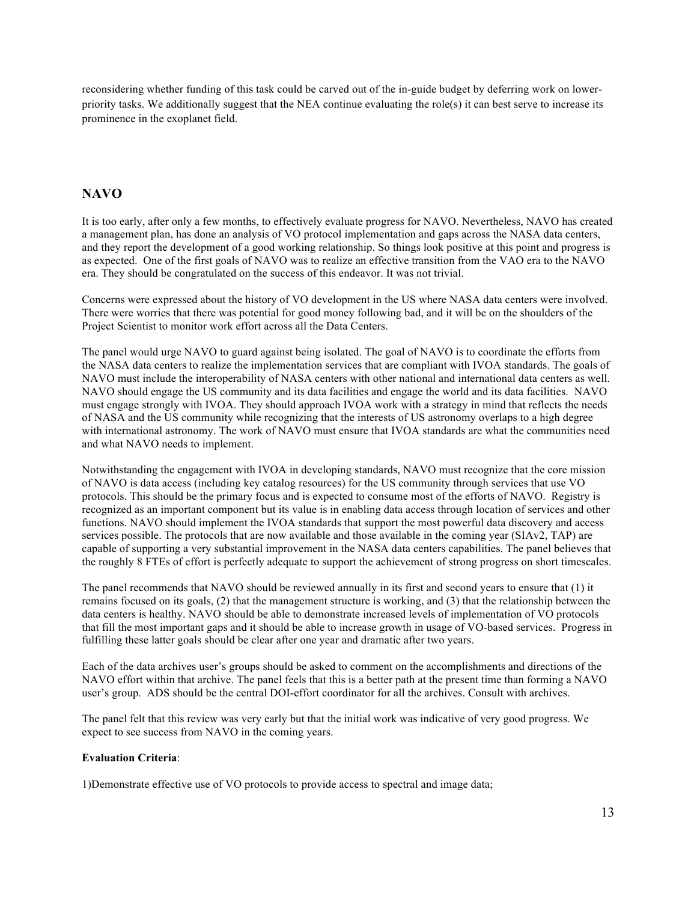reconsidering whether funding of this task could be carved out of the in-guide budget by deferring work on lower-priority tasks. We additionally suggest that the NEA continue evaluating the role(s) it can best serve to increase its prominence in the exoplanet field.

## NAVO

It is too early, after only a few months, to effectively evaluate progress for NAVO. Nevertheless, NAVO has created a management plan, has done an analysis of VO protocol implementation and gaps across the NASA data centers, and they report the development of a good working relationship. So things look positive at this point and progress is as expected. One of the first goals of NAVO was to realize an effective transition from the VAO era to the NAVO era. They should be congratulated on the success of this endeavor. It was not trivial.

Concerns were expressed about the history of VO development in the US where NASA data centers were involved. There were worries that there was potential for good money following bad, and it will be on the shoulders of the Project Scientist to monitor work effort across all the Data Centers.

The panel would urge NAVO to guard against being isolated. The goal of NAVO is to coordinate the efforts from the NASA data centers to realize the implementation services that are compliant with IVOA standards. The goals of NAVO must include the interoperability of NASA centers with other national and international data centers as well. NAVO should engage the US community and its data facilities and engage the world and its data facilities. NAVO must engage strongly with IVOA. They should approach IVOA work with a strategy in mind that reflects the needs of NASA and the US community while recognizing that the interests of US astronomy overlaps to a high degree with international astronomy. The work of NAVO must ensure that IVOA standards are what the communities need and what NAVO needs to implement.

Notwithstanding the engagement with IVOA in developing standards, NAVO must recognize that the core mission of NAVO is data access (including key catalog resources) for the US community through services that use VO protocols. This should be the primary focus and is expected to consume most of the efforts of NAVO. Registry is recognized as an important component but its value is in enabling data access through location of services and other functions. NAVO should implement the IVOA standards that support the most powerful data discovery and access services possible. The protocols that are now available and those available in the coming year (SIAv2, TAP) are capable of supporting a very substantial improvement in the NASA data centers capabilities. The panel believes that the roughly 8 FTEs of effort is perfectly adequate to support the achievement of strong progress on short timescales.

The panel recommends that NAVO should be reviewed annually in its first and second years to ensure that (1) it remains focused on its goals, (2) that the management structure is working, and (3) that the relationship between the data centers is healthy. NAVO should be able to demonstrate increased levels of implementation of VO protocols that fill the most important gaps and it should be able to increase growth in usage of VO-based services. Progress in fulfilling these latter goals should be clear after one year and dramatic after two years.

Each of the data archives user's groups should be asked to comment on the accomplishments and directions of the NAVO effort within that archive. The panel feels that this is a better path at the present time than forming a NAVO user's group. ADS should be the central DOI-effort coordinator for all the archives. Consult with archives.

The panel felt that this review was very early but that the initial work was indicative of very good progress. We expect to see success from NAVO in the coming years.

**Evaluation Criteria**:

1)Demonstrate effective use of VO protocols to provide access to spectral and image data;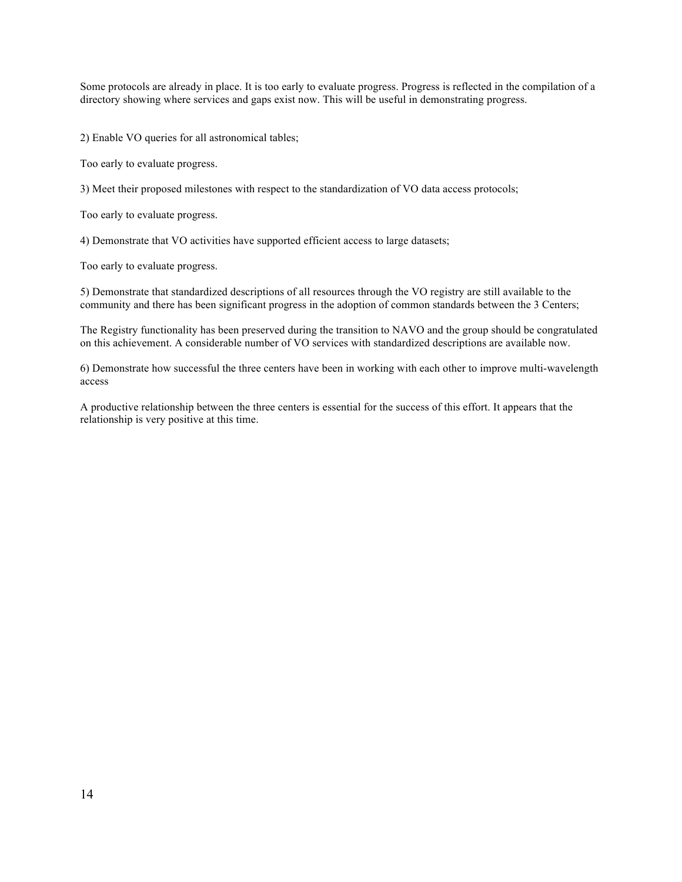Some protocols are already in place. It is too early to evaluate progress. Progress is reflected in the compilation of a directory showing where services and gaps exist now. This will be useful in demonstrating progress.

2) Enable VO queries for all astronomical tables;

Too early to evaluate progress.

3) Meet their proposed milestones with respect to the standardization of VO data access protocols;

Too early to evaluate progress.

4) Demonstrate that VO activities have supported efficient access to large datasets;

Too early to evaluate progress.

5) Demonstrate that standardized descriptions of all resources through the VO registry are still available to the community and there has been significant progress in the adoption of common standards between the 3 Centers;

The Registry functionality has been preserved during the transition to NAVO and the group should be congratulated on this achievement. A considerable number of VO services with standardized descriptions are available now.

6) Demonstrate how successful the three centers have been in working with each other to improve multi-wavelength access

A productive relationship between the three centers is essential for the success of this effort. It appears that the relationship is very positive at this time.